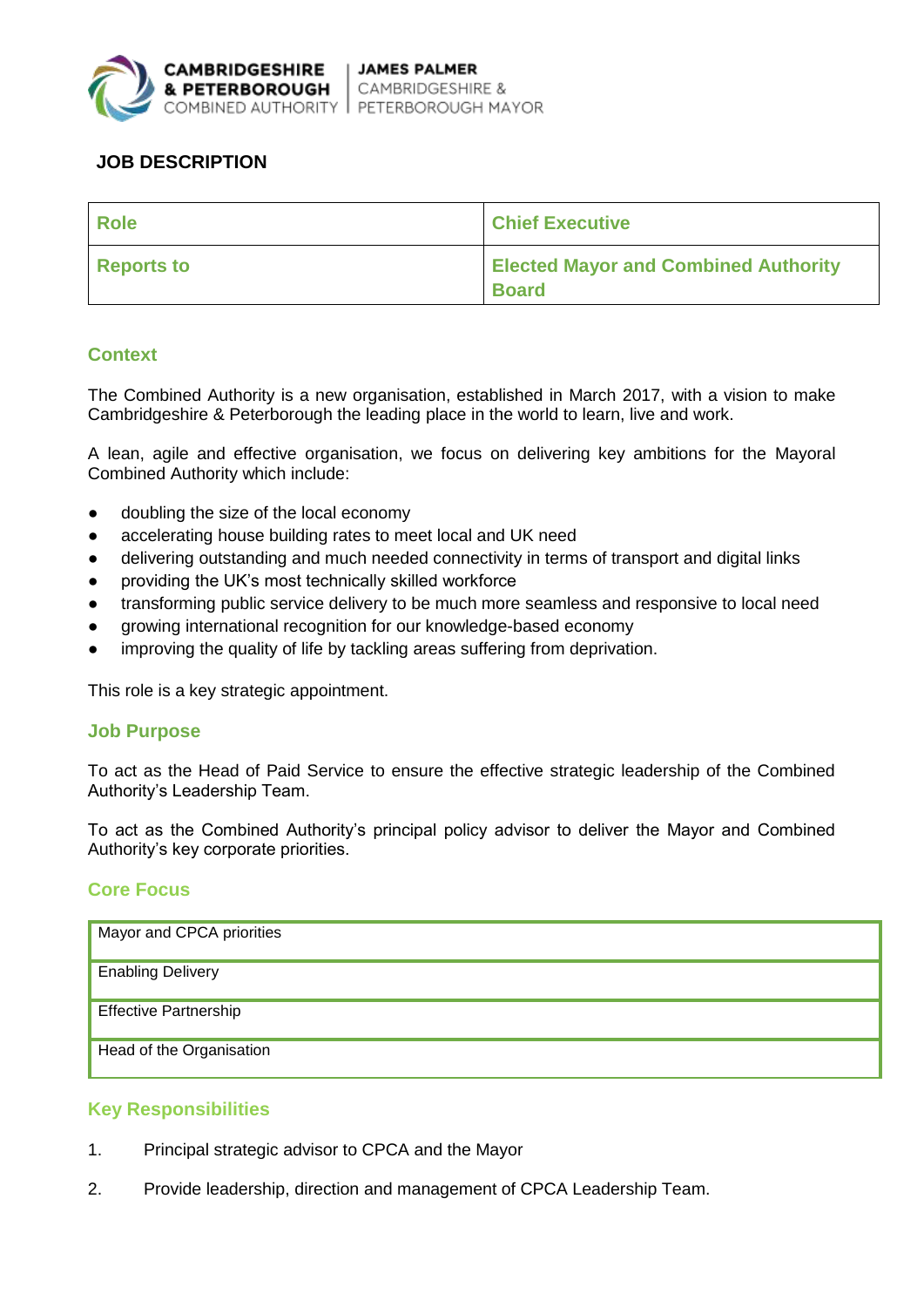CAMBRIDGESHIRE & PETERBOROUGH COMBINED AUTHORITY | JAMES PALMER CAMBRIDGESHIRE & PETERBOROUGH MAYOR

## JOB DESCRIPTION

| Role | Chief Executive |
|---|---|
| Reports to | Elected Mayor and Combined Authority Board |

### Context

The Combined Authority is a new organisation, established in March 2017, with a vision to make Cambridgeshire & Peterborough the leading place in the world to learn, live and work.

A lean, agile and effective organisation, we focus on delivering key ambitions for the Mayoral Combined Authority which include:

- doubling the size of the local economy
- accelerating house building rates to meet local and UK need
- delivering outstanding and much needed connectivity in terms of transport and digital links
- providing the UK's most technically skilled workforce
- transforming public service delivery to be much more seamless and responsive to local need
- growing international recognition for our knowledge-based economy
- improving the quality of life by tackling areas suffering from deprivation.

This role is a key strategic appointment.

### Job Purpose

To act as the Head of Paid Service to ensure the effective strategic leadership of the Combined Authority's Leadership Team.

To act as the Combined Authority's principal policy advisor to deliver the Mayor and Combined Authority's key corporate priorities.

### Core Focus

| Core Focus |
|---|
| Mayor and CPCA priorities |
| Enabling Delivery |
| Effective Partnership |
| Head of the Organisation |

### Key Responsibilities

1. Principal strategic advisor to CPCA and the Mayor

2. Provide leadership, direction and management of CPCA Leadership Team.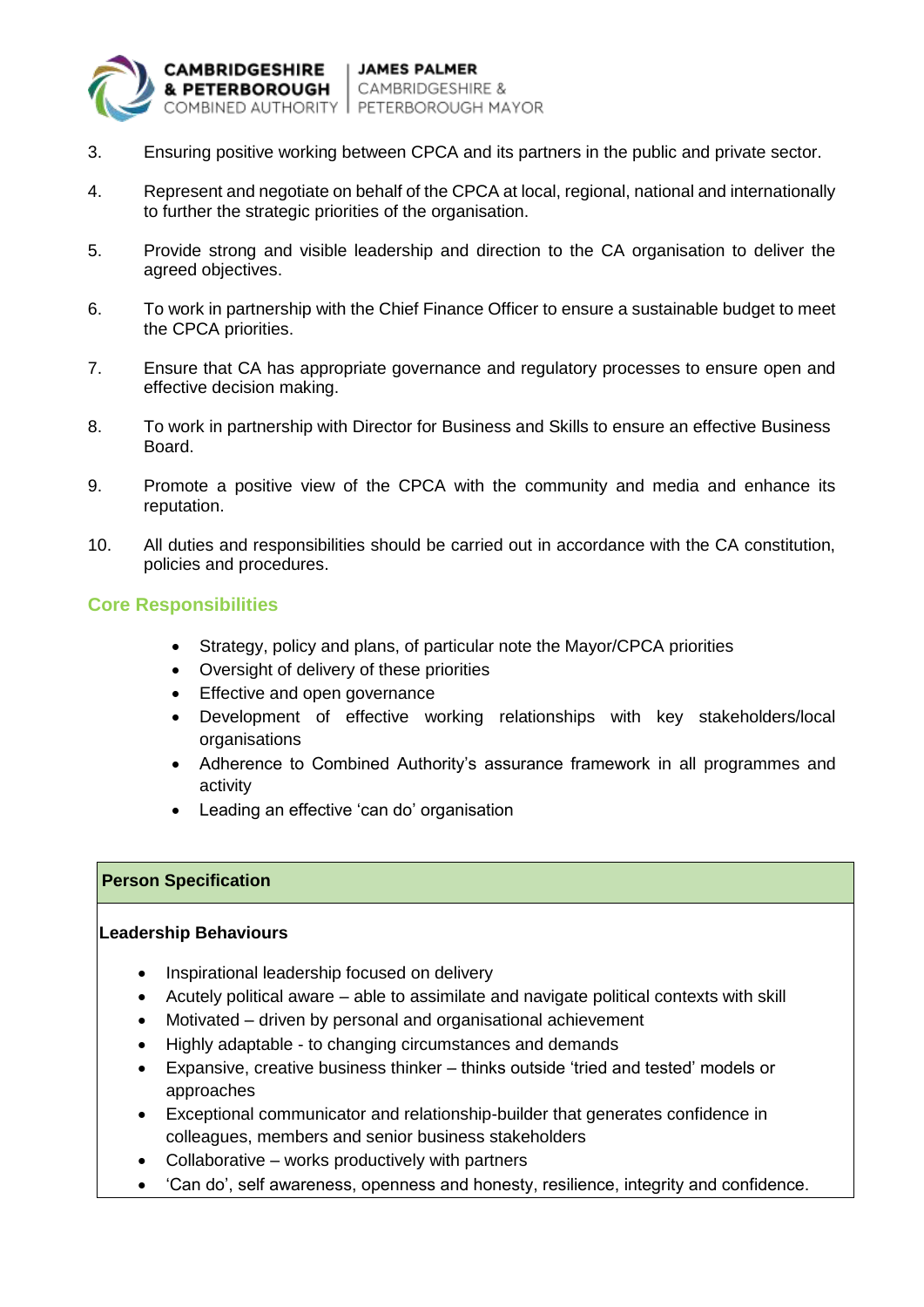3. Ensuring positive working between CPCA and its partners in the public and private sector.

4. Represent and negotiate on behalf of the CPCA at local, regional, national and internationally to further the strategic priorities of the organisation.

5. Provide strong and visible leadership and direction to the CA organisation to deliver the agreed objectives.

6. To work in partnership with the Chief Finance Officer to ensure a sustainable budget to meet the CPCA priorities.

7. Ensure that CA has appropriate governance and regulatory processes to ensure open and effective decision making.

8. To work in partnership with Director for Business and Skills to ensure an effective Business Board.

9. Promote a positive view of the CPCA with the community and media and enhance its reputation.

10. All duties and responsibilities should be carried out in accordance with the CA constitution, policies and procedures.

## Core Responsibilities

- Strategy, policy and plans, of particular note the Mayor/CPCA priorities
- Oversight of delivery of these priorities
- Effective and open governance
- Development of effective working relationships with key stakeholders/local organisations
- Adherence to Combined Authority's assurance framework in all programmes and activity
- Leading an effective 'can do' organisation

## Person Specification

**Leadership Behaviours**

- Inspirational leadership focused on delivery
- Acutely political aware – able to assimilate and navigate political contexts with skill
- Motivated – driven by personal and organisational achievement
- Highly adaptable - to changing circumstances and demands
- Expansive, creative business thinker – thinks outside 'tried and tested' models or approaches
- Exceptional communicator and relationship-builder that generates confidence in colleagues, members and senior business stakeholders
- Collaborative – works productively with partners
- 'Can do', self awareness, openness and honesty, resilience, integrity and confidence.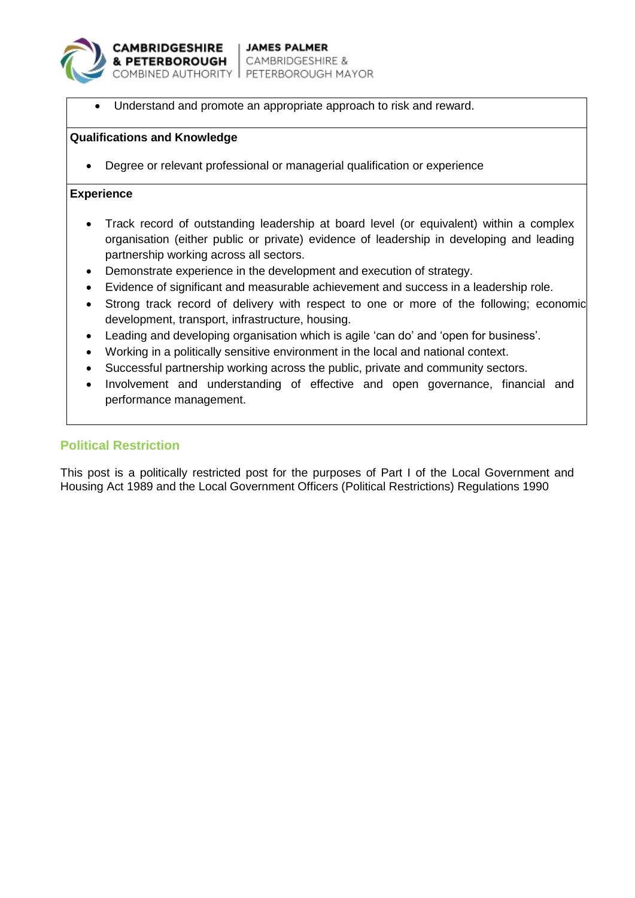- Understand and promote an appropriate approach to risk and reward.

**Qualifications and Knowledge**

- Degree or relevant professional or managerial qualification or experience

**Experience**

- Track record of outstanding leadership at board level (or equivalent) within a complex organisation (either public or private) evidence of leadership in developing and leading partnership working across all sectors.
- Demonstrate experience in the development and execution of strategy.
- Evidence of significant and measurable achievement and success in a leadership role.
- Strong track record of delivery with respect to one or more of the following; economic development, transport, infrastructure, housing.
- Leading and developing organisation which is agile 'can do' and 'open for business'.
- Working in a politically sensitive environment in the local and national context.
- Successful partnership working across the public, private and community sectors.
- Involvement and understanding of effective and open governance, financial and performance management.

## Political Restriction

This post is a politically restricted post for the purposes of Part I of the Local Government and Housing Act 1989 and the Local Government Officers (Political Restrictions) Regulations 1990